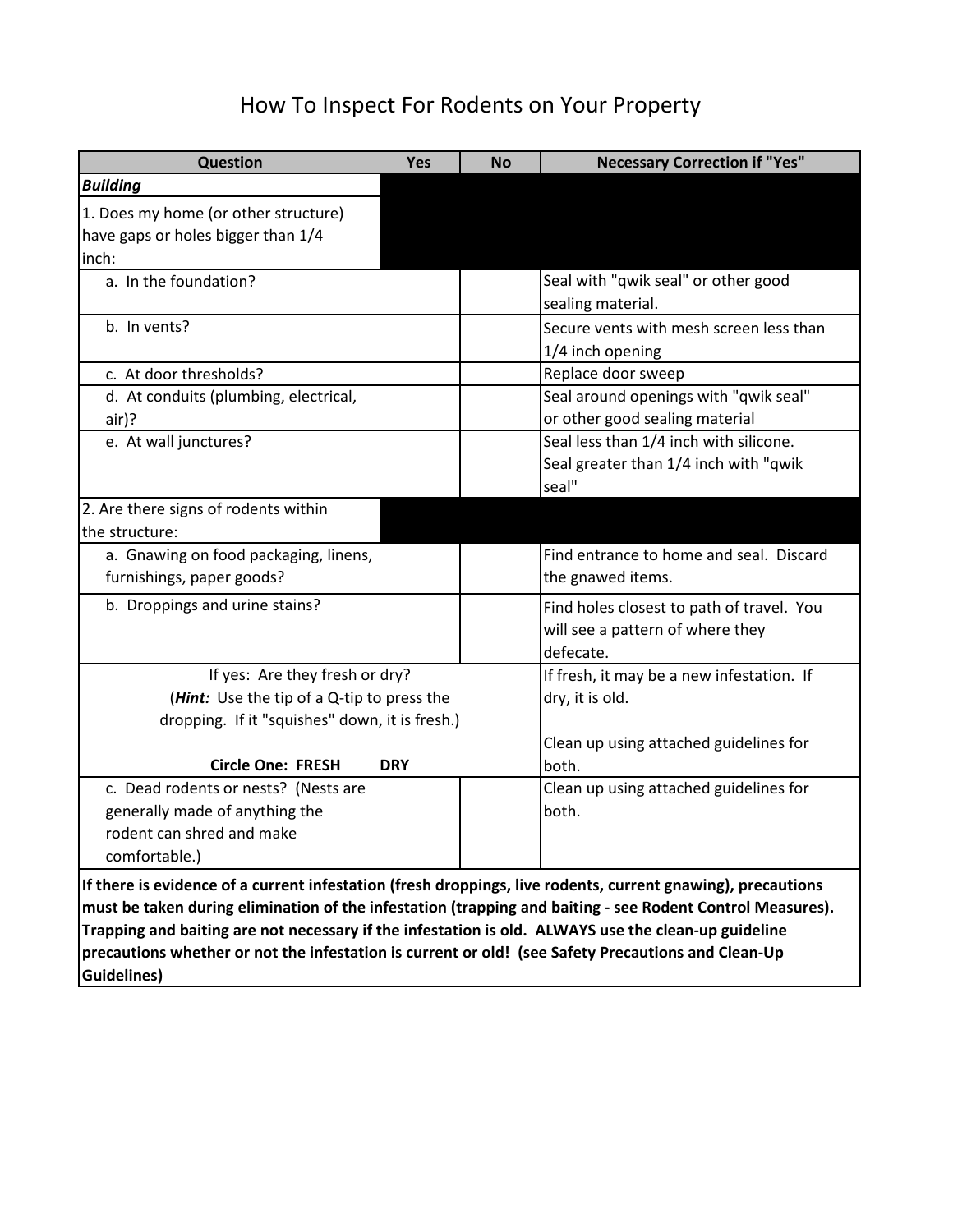# How To Inspect For Rodents on Your Property

| Question | Yes | No | Necessary Correction if "Yes" |
|---|---|---|---|
| ***Building*** | | | |
| 1. Does my home (or other structure) have gaps or holes bigger than 1/4 inch: | | | |
| a. In the foundation? | | | Seal with "qwik seal" or other good sealing material. |
| b. In vents? | | | Secure vents with mesh screen less than 1/4 inch opening |
| c. At door thresholds? | | | Replace door sweep |
| d. At conduits (plumbing, electrical, air)? | | | Seal around openings with "qwik seal" or other good sealing material |
| e. At wall junctures? | | | Seal less than 1/4 inch with silicone. Seal greater than 1/4 inch with "qwik seal" |
| 2. Are there signs of rodents within the structure: | | | |
| a. Gnawing on food packaging, linens, furnishings, paper goods? | | | Find entrance to home and seal. Discard the gnawed items. |
| b. Droppings and urine stains? | | | Find holes closest to path of travel. You will see a pattern of where they defecate. |
| If yes: Are they fresh or dry? (***Hint:*** Use the tip of a Q-tip to press the dropping. If it "squishes" down, it is fresh.) **Circle One: FRESH DRY** | | | If fresh, it may be a new infestation. If dry, it is old. Clean up using attached guidelines for both. |
| c. Dead rodents or nests? (Nests are generally made of anything the rodent can shred and make comfortable.) | | | Clean up using attached guidelines for both. |

**If there is evidence of a current infestation (fresh droppings, live rodents, current gnawing), precautions must be taken during elimination of the infestation (trapping and baiting - see Rodent Control Measures). Trapping and baiting are not necessary if the infestation is old. ALWAYS use the clean-up guideline precautions whether or not the infestation is current or old! (see Safety Precautions and Clean-Up Guidelines)**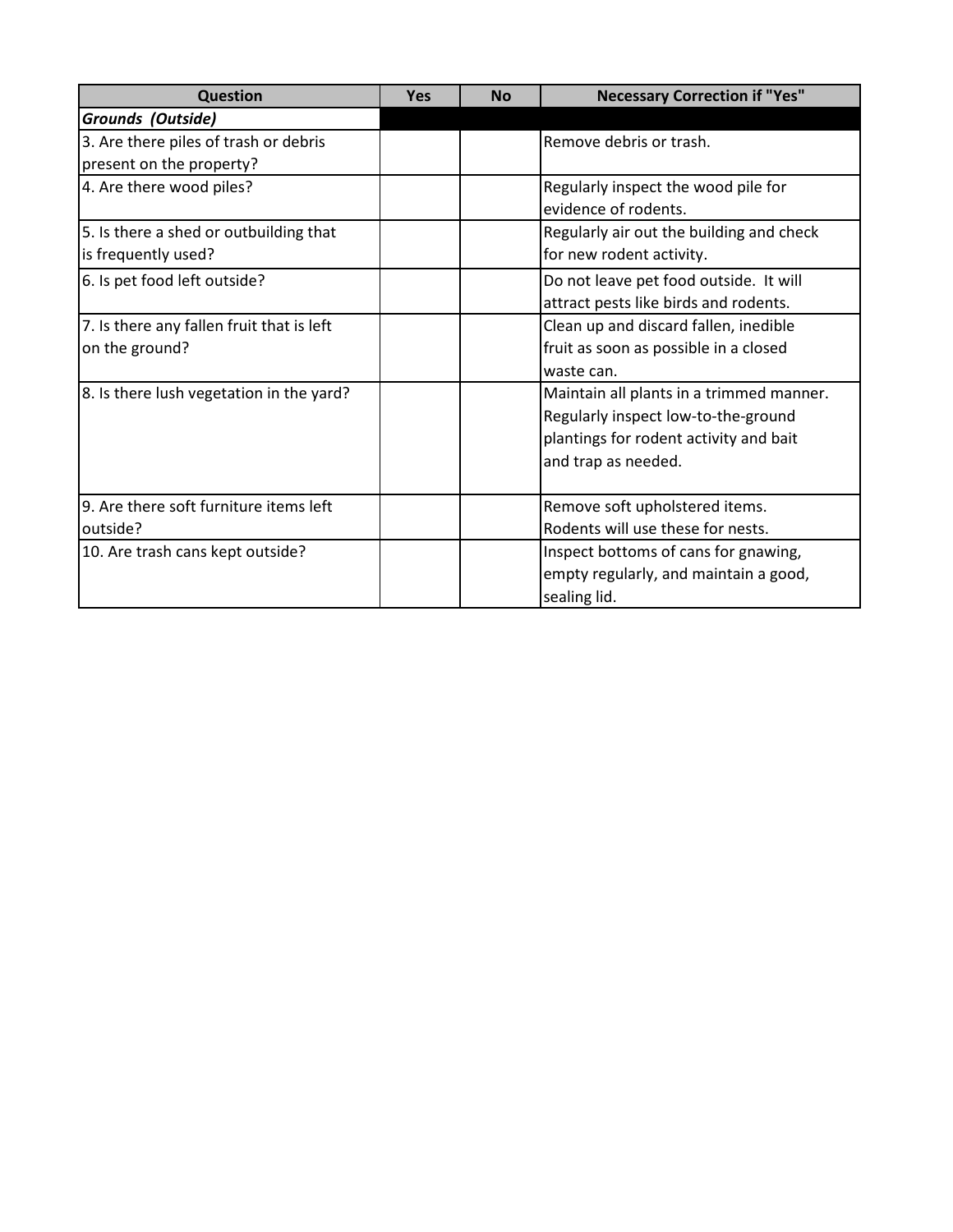| Question | Yes | No | Necessary Correction if "Yes" |
|---|---|---|---|
| ***Grounds (Outside)*** | | | |
| 3. Are there piles of trash or debris present on the property? | | | Remove debris or trash. |
| 4. Are there wood piles? | | | Regularly inspect the wood pile for evidence of rodents. |
| 5. Is there a shed or outbuilding that is frequently used? | | | Regularly air out the building and check for new rodent activity. |
| 6. Is pet food left outside? | | | Do not leave pet food outside. It will attract pests like birds and rodents. |
| 7. Is there any fallen fruit that is left on the ground? | | | Clean up and discard fallen, inedible fruit as soon as possible in a closed waste can. |
| 8. Is there lush vegetation in the yard? | | | Maintain all plants in a trimmed manner. Regularly inspect low-to-the-ground plantings for rodent activity and bait and trap as needed. |
| 9. Are there soft furniture items left outside? | | | Remove soft upholstered items. Rodents will use these for nests. |
| 10. Are trash cans kept outside? | | | Inspect bottoms of cans for gnawing, empty regularly, and maintain a good, sealing lid. |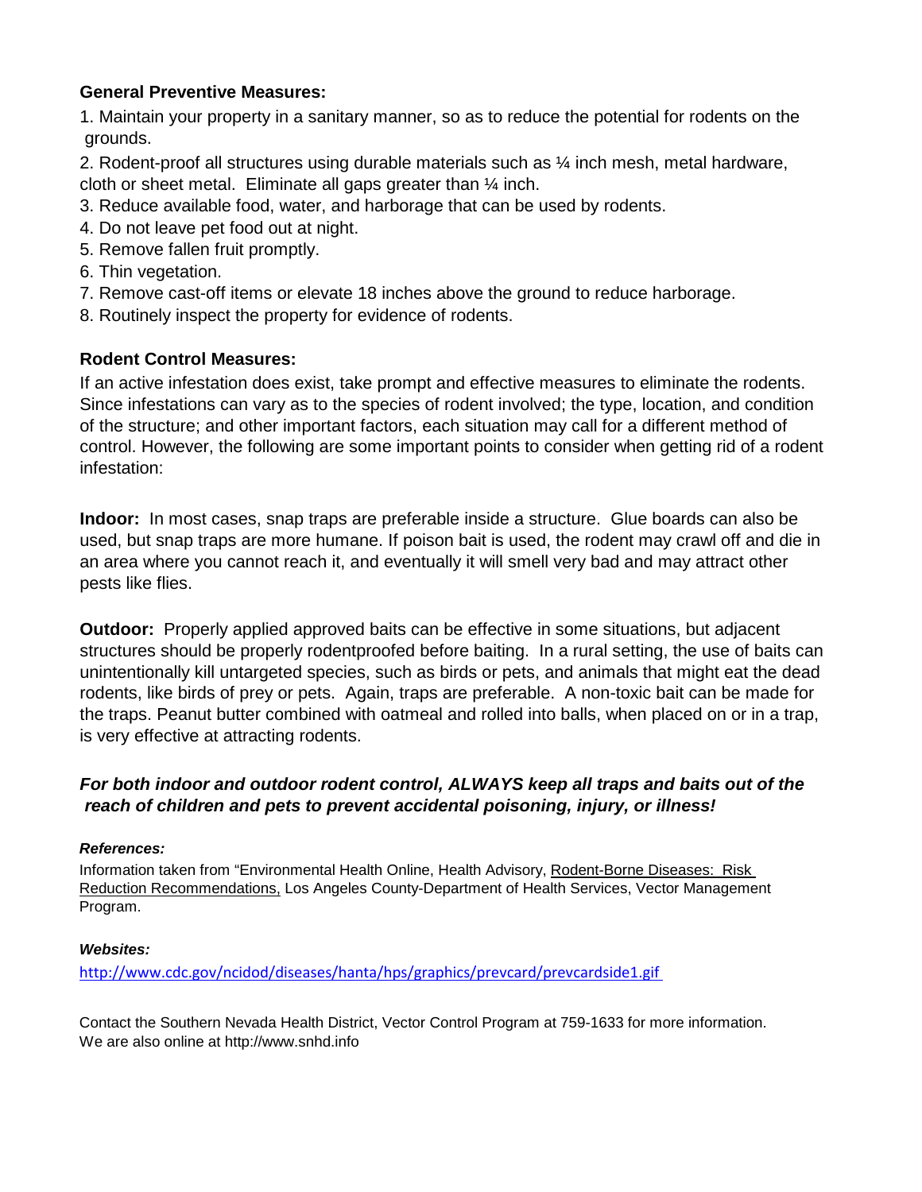**General Preventive Measures:**

1. Maintain your property in a sanitary manner, so as to reduce the potential for rodents on the grounds.
2. Rodent-proof all structures using durable materials such as ¼ inch mesh, metal hardware, cloth or sheet metal. Eliminate all gaps greater than ¼ inch.
3. Reduce available food, water, and harborage that can be used by rodents.
4. Do not leave pet food out at night.
5. Remove fallen fruit promptly.
6. Thin vegetation.
7. Remove cast-off items or elevate 18 inches above the ground to reduce harborage.
8. Routinely inspect the property for evidence of rodents.

**Rodent Control Measures:**

If an active infestation does exist, take prompt and effective measures to eliminate the rodents. Since infestations can vary as to the species of rodent involved; the type, location, and condition of the structure; and other important factors, each situation may call for a different method of control. However, the following are some important points to consider when getting rid of a rodent infestation:

**Indoor:** In most cases, snap traps are preferable inside a structure. Glue boards can also be used, but snap traps are more humane. If poison bait is used, the rodent may crawl off and die in an area where you cannot reach it, and eventually it will smell very bad and may attract other pests like flies.

**Outdoor:** Properly applied approved baits can be effective in some situations, but adjacent structures should be properly rodentproofed before baiting. In a rural setting, the use of baits can unintentionally kill untargeted species, such as birds or pets, and animals that might eat the dead rodents, like birds of prey or pets. Again, traps are preferable. A non-toxic bait can be made for the traps. Peanut butter combined with oatmeal and rolled into balls, when placed on or in a trap, is very effective at attracting rodents.

***For both indoor and outdoor rodent control, ALWAYS keep all traps and baits out of the reach of children and pets to prevent accidental poisoning, injury, or illness!***

***References:***

Information taken from "Environmental Health Online, Health Advisory, Rodent-Borne Diseases: Risk Reduction Recommendations, Los Angeles County-Department of Health Services, Vector Management Program.

***Websites:***

http://www.cdc.gov/ncidod/diseases/hanta/hps/graphics/prevcard/prevcardside1.gif

Contact the Southern Nevada Health District, Vector Control Program at 759-1633 for more information.
We are also online at http://www.snhd.info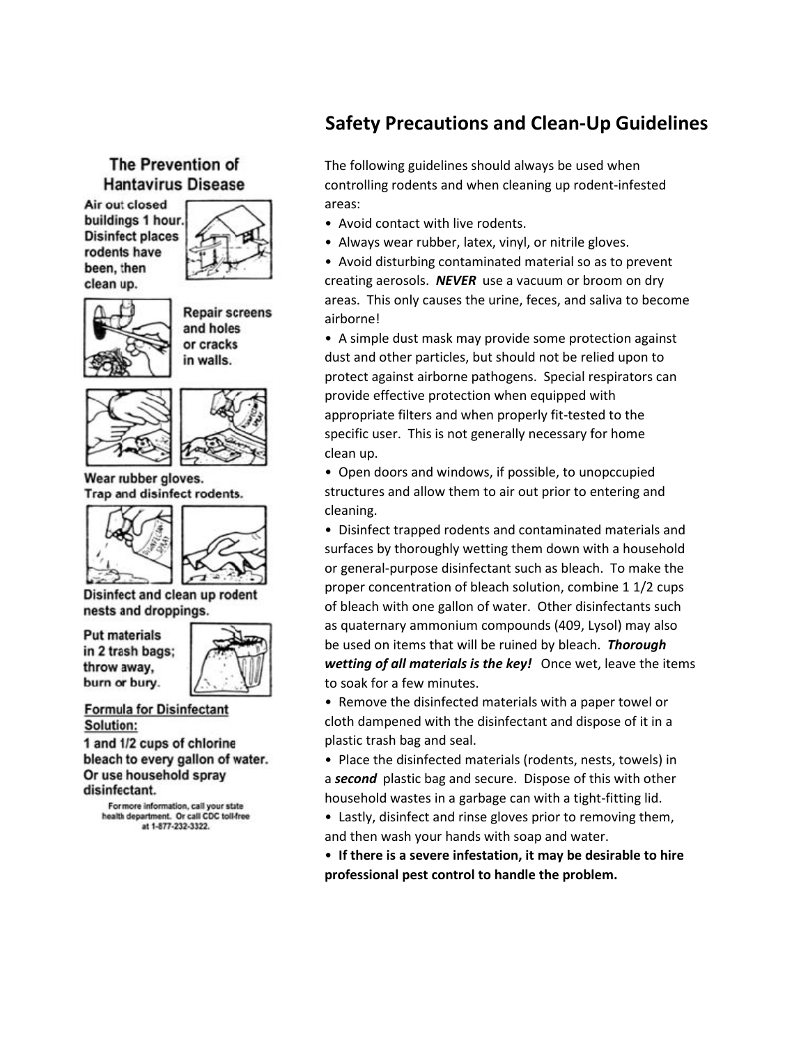## The Prevention of Hantavirus Disease

Air out closed buildings 1 hour. Disinfect places rodents have been, then clean up.

Repair screens and holes or cracks in walls.

Wear rubber gloves.
Trap and disinfect rodents.

Disinfect and clean up rodent nests and droppings.

Put materials in 2 trash bags; throw away, burn or bury.

**Formula for Disinfectant Solution:**

1 and 1/2 cups of chlorine bleach to every gallon of water. Or use household spray disinfectant.

For more information, call your state health department. Or call CDC toll-free at 1-877-232-3322.

# Safety Precautions and Clean-Up Guidelines

The following guidelines should always be used when controlling rodents and when cleaning up rodent-infested areas:

- Avoid contact with live rodents.
- Always wear rubber, latex, vinyl, or nitrile gloves.
- Avoid disturbing contaminated material so as to prevent creating aerosols. ***NEVER*** use a vacuum or broom on dry areas. This only causes the urine, feces, and saliva to become airborne!
- A simple dust mask may provide some protection against dust and other particles, but should not be relied upon to protect against airborne pathogens. Special respirators can provide effective protection when equipped with appropriate filters and when properly fit-tested to the specific user. This is not generally necessary for home clean up.
- Open doors and windows, if possible, to unopccupied structures and allow them to air out prior to entering and cleaning.
- Disinfect trapped rodents and contaminated materials and surfaces by thoroughly wetting them down with a household or general-purpose disinfectant such as bleach. To make the proper concentration of bleach solution, combine 1 1/2 cups of bleach with one gallon of water. Other disinfectants such as quaternary ammonium compounds (409, Lysol) may also be used on items that will be ruined by bleach. ***Thorough wetting of all materials is the key!*** Once wet, leave the items to soak for a few minutes.
- Remove the disinfected materials with a paper towel or cloth dampened with the disinfectant and dispose of it in a plastic trash bag and seal.
- Place the disinfected materials (rodents, nests, towels) in a ***second*** plastic bag and secure. Dispose of this with other household wastes in a garbage can with a tight-fitting lid.
- Lastly, disinfect and rinse gloves prior to removing them, and then wash your hands with soap and water.
- **If there is a severe infestation, it may be desirable to hire professional pest control to handle the problem.**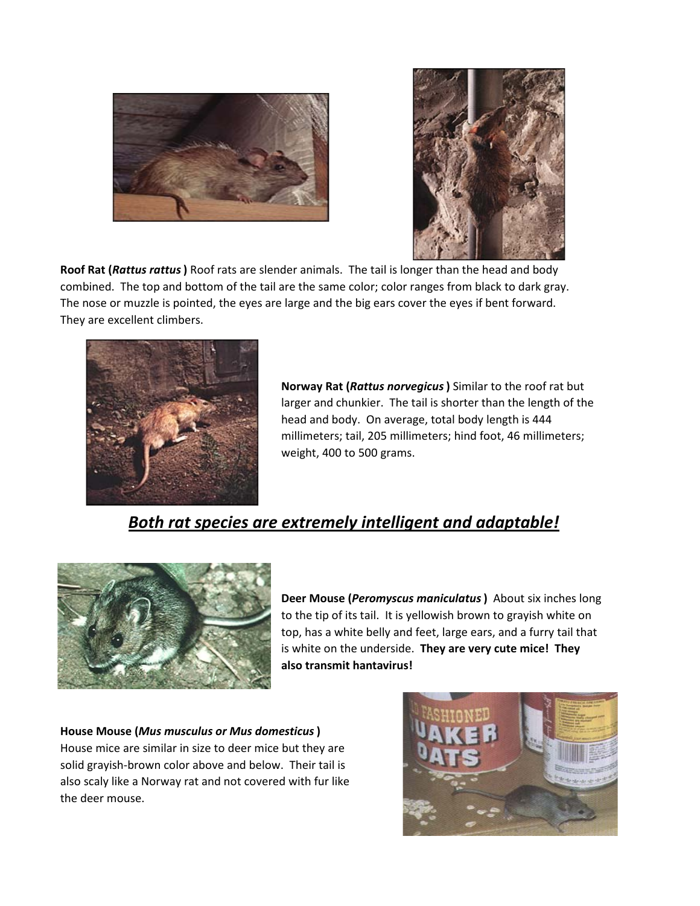**Roof Rat (*Rattus rattus* )** Roof rats are slender animals. The tail is longer than the head and body combined. The top and bottom of the tail are the same color; color ranges from black to dark gray. The nose or muzzle is pointed, the eyes are large and the big ears cover the eyes if bent forward. They are excellent climbers.

**Norway Rat (*Rattus norvegicus* )** Similar to the roof rat but larger and chunkier. The tail is shorter than the length of the head and body. On average, total body length is 444 millimeters; tail, 205 millimeters; hind foot, 46 millimeters; weight, 400 to 500 grams.

## ***<u>Both rat species are extremely intelligent and adaptable!</u>***

**Deer Mouse (*Peromyscus maniculatus* )** About six inches long to the tip of its tail. It is yellowish brown to grayish white on top, has a white belly and feet, large ears, and a furry tail that is white on the underside. **They are very cute mice! They also transmit hantavirus!**

**House Mouse (*Mus musculus or Mus domesticus* )**
House mice are similar in size to deer mice but they are solid grayish-brown color above and below. Their tail is also scaly like a Norway rat and not covered with fur like the deer mouse.